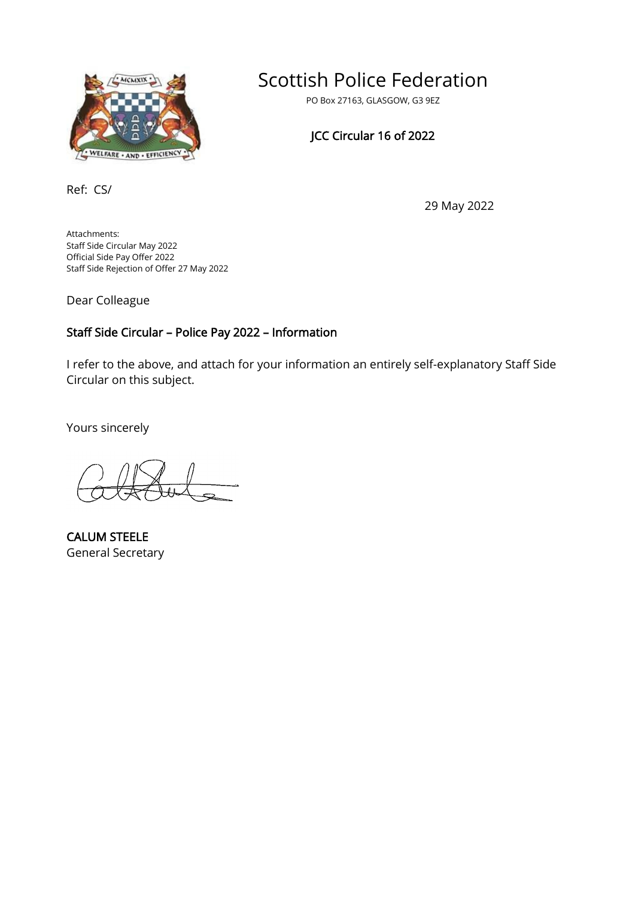# Scottish Police Federation

PO Box 27163, GLASGOW, G3 9EZ

**JCC Circular 16 of 2022**

Ref: CS/

29 May 2022

Attachments:
Staff Side Circular May 2022
Official Side Pay Offer 2022
Staff Side Rejection of Offer 27 May 2022

Dear Colleague

**Staff Side Circular – Police Pay 2022 – Information**

I refer to the above, and attach for your information an entirely self-explanatory Staff Side Circular on this subject.

Yours sincerely

**CALUM STEELE**
General Secretary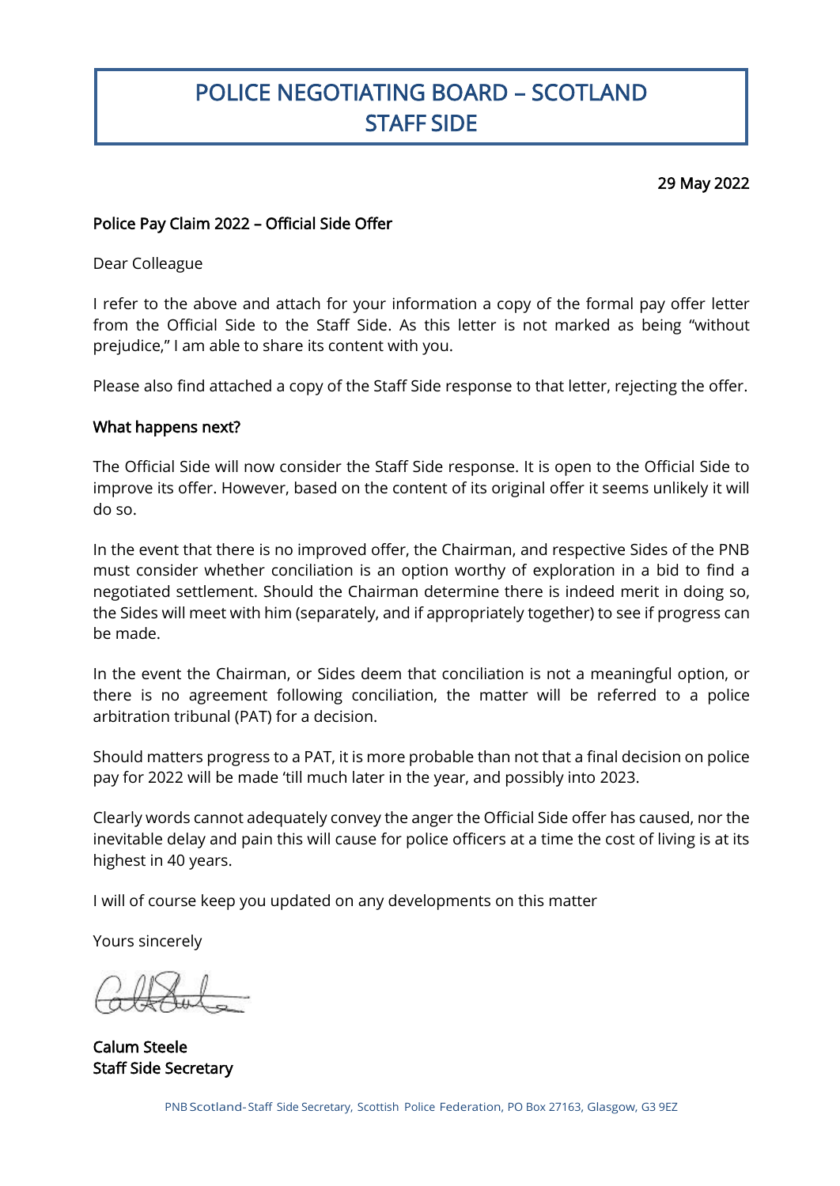# POLICE NEGOTIATING BOARD – SCOTLAND
# STAFF SIDE

29 May 2022

**Police Pay Claim 2022 – Official Side Offer**

Dear Colleague

I refer to the above and attach for your information a copy of the formal pay offer letter from the Official Side to the Staff Side. As this letter is not marked as being "without prejudice," I am able to share its content with you.

Please also find attached a copy of the Staff Side response to that letter, rejecting the offer.

**What happens next?**

The Official Side will now consider the Staff Side response. It is open to the Official Side to improve its offer. However, based on the content of its original offer it seems unlikely it will do so.

In the event that there is no improved offer, the Chairman, and respective Sides of the PNB must consider whether conciliation is an option worthy of exploration in a bid to find a negotiated settlement. Should the Chairman determine there is indeed merit in doing so, the Sides will meet with him (separately, and if appropriately together) to see if progress can be made.

In the event the Chairman, or Sides deem that conciliation is not a meaningful option, or there is no agreement following conciliation, the matter will be referred to a police arbitration tribunal (PAT) for a decision.

Should matters progress to a PAT, it is more probable than not that a final decision on police pay for 2022 will be made 'till much later in the year, and possibly into 2023.

Clearly words cannot adequately convey the anger the Official Side offer has caused, nor the inevitable delay and pain this will cause for police officers at a time the cost of living is at its highest in 40 years.

I will of course keep you updated on any developments on this matter

Yours sincerely

**Calum Steele**
**Staff Side Secretary**

PNB Scotland - Staff Side Secretary, Scottish Police Federation, PO Box 27163, Glasgow, G3 9EZ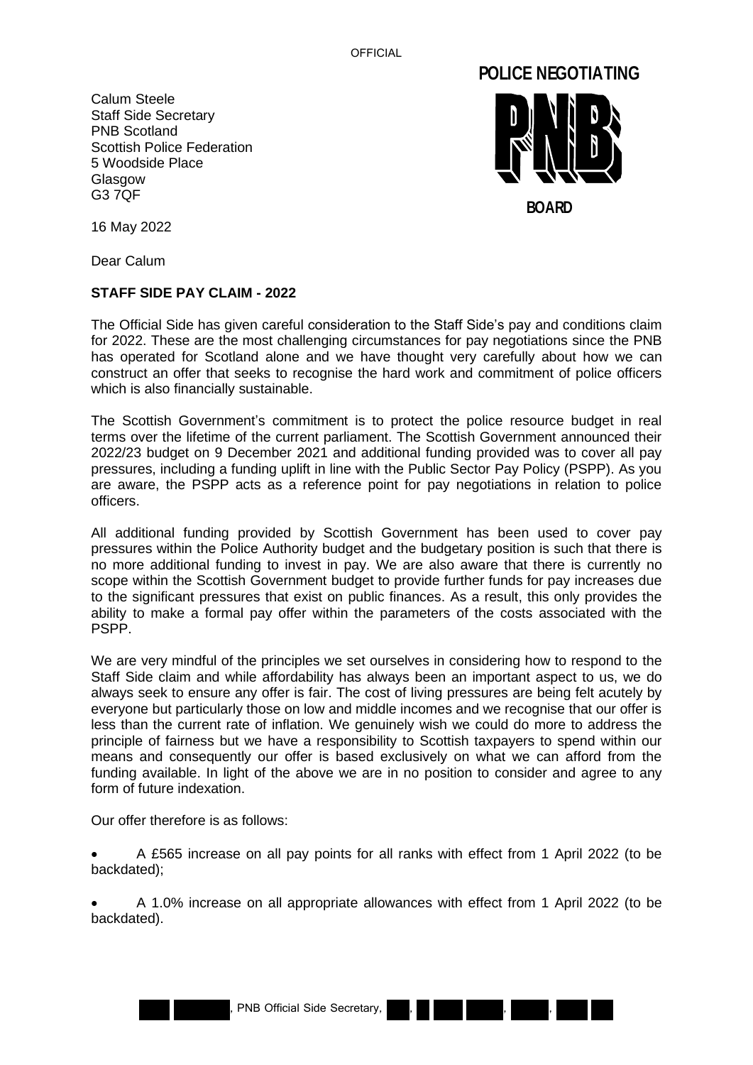POLICE NEGOTIATING BOARD

Calum Steele
Staff Side Secretary
PNB Scotland
Scottish Police Federation
5 Woodside Place
Glasgow
G3 7QF

16 May 2022

Dear Calum

**STAFF SIDE PAY CLAIM - 2022**

The Official Side has given careful consideration to the Staff Side's pay and conditions claim for 2022. These are the most challenging circumstances for pay negotiations since the PNB has operated for Scotland alone and we have thought very carefully about how we can construct an offer that seeks to recognise the hard work and commitment of police officers which is also financially sustainable.

The Scottish Government's commitment is to protect the police resource budget in real terms over the lifetime of the current parliament. The Scottish Government announced their 2022/23 budget on 9 December 2021 and additional funding provided was to cover all pay pressures, including a funding uplift in line with the Public Sector Pay Policy (PSPP). As you are aware, the PSPP acts as a reference point for pay negotiations in relation to police officers.

All additional funding provided by Scottish Government has been used to cover pay pressures within the Police Authority budget and the budgetary position is such that there is no more additional funding to invest in pay. We are also aware that there is currently no scope within the Scottish Government budget to provide further funds for pay increases due to the significant pressures that exist on public finances. As a result, this only provides the ability to make a formal pay offer within the parameters of the costs associated with the PSPP.

We are very mindful of the principles we set ourselves in considering how to respond to the Staff Side claim and while affordability has always been an important aspect to us, we do always seek to ensure any offer is fair. The cost of living pressures are being felt acutely by everyone but particularly those on low and middle incomes and we recognise that our offer is less than the current rate of inflation. We genuinely wish we could do more to address the principle of fairness but we have a responsibility to Scottish taxpayers to spend within our means and consequently our offer is based exclusively on what we can afford from the funding available. In light of the above we are in no position to consider and agree to any form of future indexation.

Our offer therefore is as follows:

- A £565 increase on all pay points for all ranks with effect from 1 April 2022 (to be backdated);
- A 1.0% increase on all appropriate allowances with effect from 1 April 2022 (to be backdated).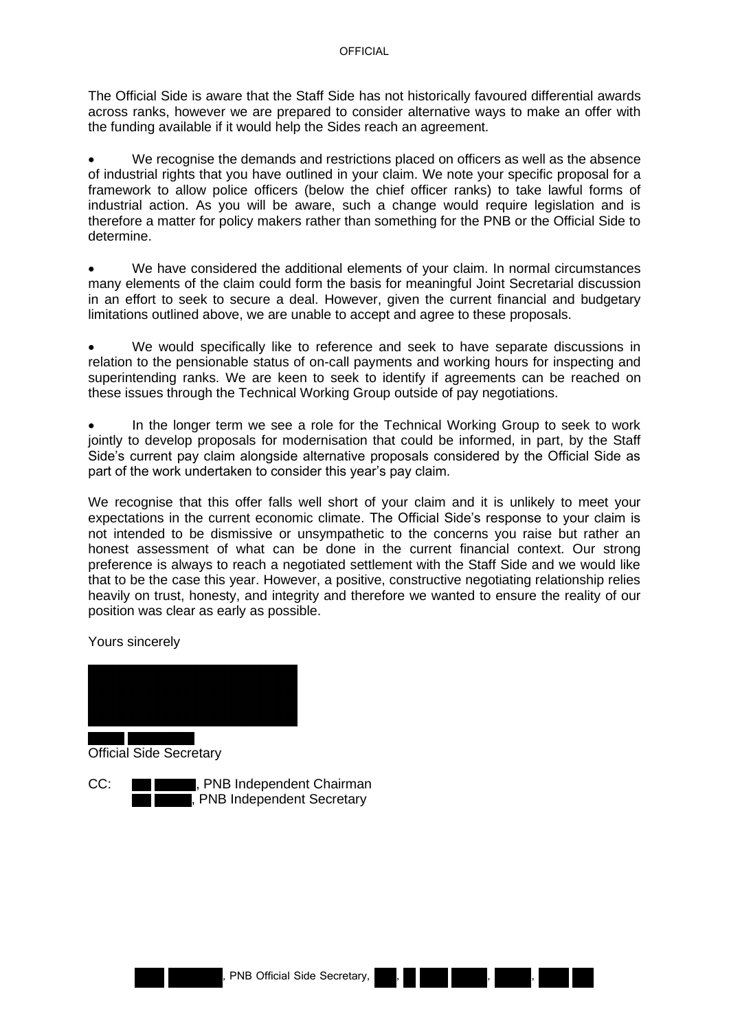The Official Side is aware that the Staff Side has not historically favoured differential awards across ranks, however we are prepared to consider alternative ways to make an offer with the funding available if it would help the Sides reach an agreement.

- We recognise the demands and restrictions placed on officers as well as the absence of industrial rights that you have outlined in your claim. We note your specific proposal for a framework to allow police officers (below the chief officer ranks) to take lawful forms of industrial action. As you will be aware, such a change would require legislation and is therefore a matter for policy makers rather than something for the PNB or the Official Side to determine.

- We have considered the additional elements of your claim. In normal circumstances many elements of the claim could form the basis for meaningful Joint Secretarial discussion in an effort to seek to secure a deal. However, given the current financial and budgetary limitations outlined above, we are unable to accept and agree to these proposals.

- We would specifically like to reference and seek to have separate discussions in relation to the pensionable status of on-call payments and working hours for inspecting and superintending ranks. We are keen to seek to identify if agreements can be reached on these issues through the Technical Working Group outside of pay negotiations.

- In the longer term we see a role for the Technical Working Group to seek to work jointly to develop proposals for modernisation that could be informed, in part, by the Staff Side's current pay claim alongside alternative proposals considered by the Official Side as part of the work undertaken to consider this year's pay claim.

We recognise that this offer falls well short of your claim and it is unlikely to meet your expectations in the current economic climate. The Official Side's response to your claim is not intended to be dismissive or unsympathetic to the concerns you raise but rather an honest assessment of what can be done in the current financial context. Our strong preference is always to reach a negotiated settlement with the Staff Side and we would like that to be the case this year. However, a positive, constructive negotiating relationship relies heavily on trust, honesty, and integrity and therefore we wanted to ensure the reality of our position was clear as early as possible.

Yours sincerely

Official Side Secretary

CC: , PNB Independent Chairman
, PNB Independent Secretary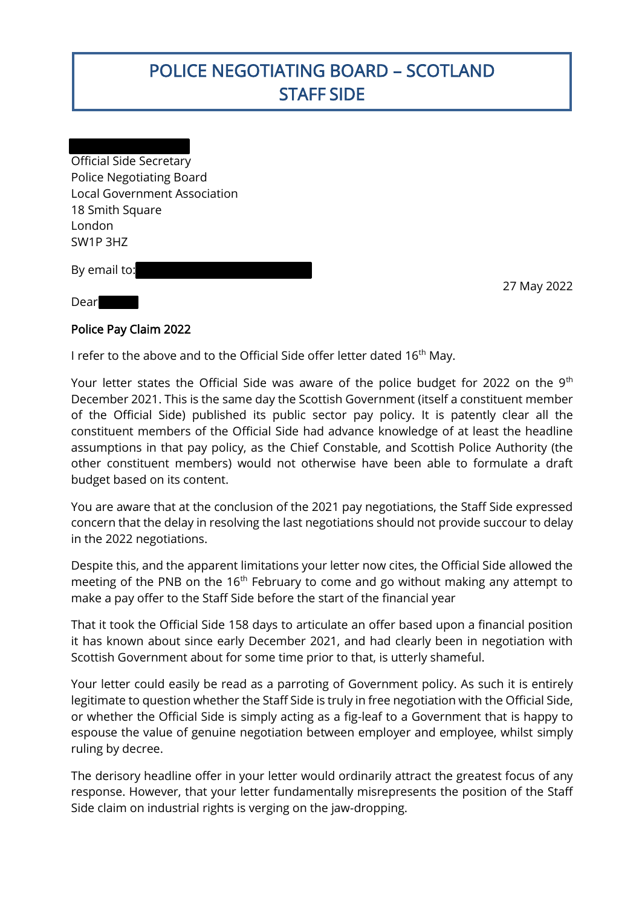# POLICE NEGOTIATING BOARD – SCOTLAND
# STAFF SIDE

Official Side Secretary
Police Negotiating Board
Local Government Association
18 Smith Square
London
SW1P 3HZ

By email to:

27 May 2022

Dear

**Police Pay Claim 2022**

I refer to the above and to the Official Side offer letter dated 16th May.

Your letter states the Official Side was aware of the police budget for 2022 on the 9th December 2021. This is the same day the Scottish Government (itself a constituent member of the Official Side) published its public sector pay policy. It is patently clear all the constituent members of the Official Side had advance knowledge of at least the headline assumptions in that pay policy, as the Chief Constable, and Scottish Police Authority (the other constituent members) would not otherwise have been able to formulate a draft budget based on its content.

You are aware that at the conclusion of the 2021 pay negotiations, the Staff Side expressed concern that the delay in resolving the last negotiations should not provide succour to delay in the 2022 negotiations.

Despite this, and the apparent limitations your letter now cites, the Official Side allowed the meeting of the PNB on the 16th February to come and go without making any attempt to make a pay offer to the Staff Side before the start of the financial year

That it took the Official Side 158 days to articulate an offer based upon a financial position it has known about since early December 2021, and had clearly been in negotiation with Scottish Government about for some time prior to that, is utterly shameful.

Your letter could easily be read as a parroting of Government policy. As such it is entirely legitimate to question whether the Staff Side is truly in free negotiation with the Official Side, or whether the Official Side is simply acting as a fig-leaf to a Government that is happy to espouse the value of genuine negotiation between employer and employee, whilst simply ruling by decree.

The derisory headline offer in your letter would ordinarily attract the greatest focus of any response. However, that your letter fundamentally misrepresents the position of the Staff Side claim on industrial rights is verging on the jaw-dropping.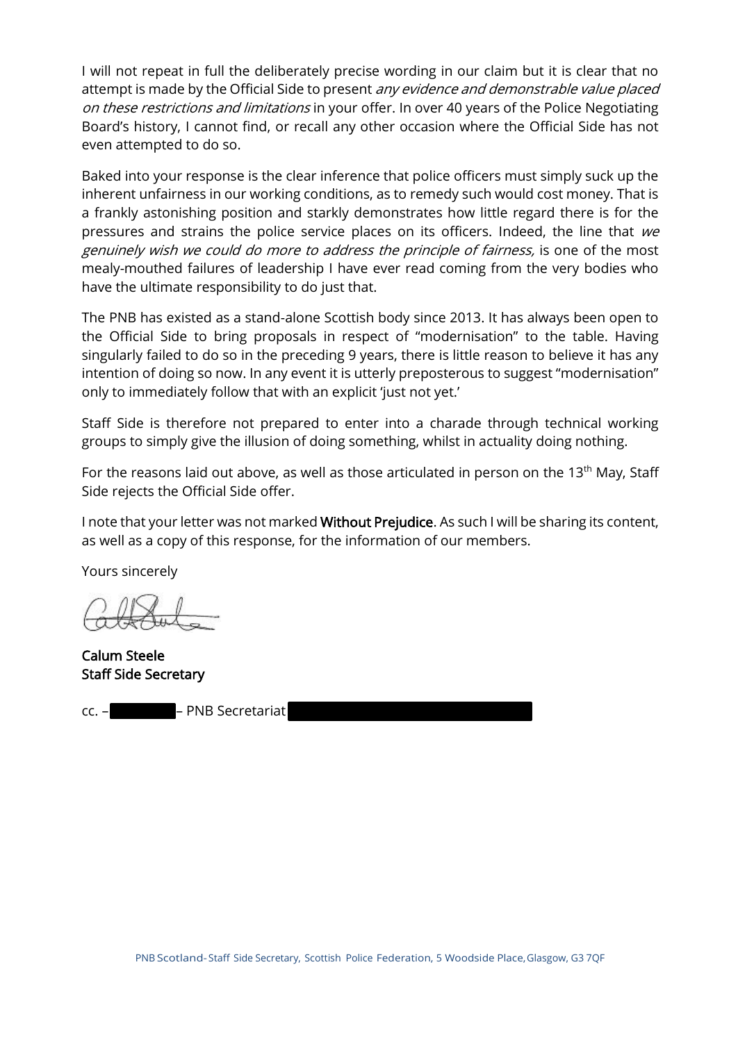I will not repeat in full the deliberately precise wording in our claim but it is clear that no attempt is made by the Official Side to present *any evidence and demonstrable value placed on these restrictions and limitations* in your offer. In over 40 years of the Police Negotiating Board's history, I cannot find, or recall any other occasion where the Official Side has not even attempted to do so.

Baked into your response is the clear inference that police officers must simply suck up the inherent unfairness in our working conditions, as to remedy such would cost money. That is a frankly astonishing position and starkly demonstrates how little regard there is for the pressures and strains the police service places on its officers. Indeed, the line that *we genuinely wish we could do more to address the principle of fairness,* is one of the most mealy-mouthed failures of leadership I have ever read coming from the very bodies who have the ultimate responsibility to do just that.

The PNB has existed as a stand-alone Scottish body since 2013. It has always been open to the Official Side to bring proposals in respect of "modernisation" to the table. Having singularly failed to do so in the preceding 9 years, there is little reason to believe it has any intention of doing so now. In any event it is utterly preposterous to suggest "modernisation" only to immediately follow that with an explicit 'just not yet.'

Staff Side is therefore not prepared to enter into a charade through technical working groups to simply give the illusion of doing something, whilst in actuality doing nothing.

For the reasons laid out above, as well as those articulated in person on the 13th May, Staff Side rejects the Official Side offer.

I note that your letter was not marked **Without Prejudice**. As such I will be sharing its content, as well as a copy of this response, for the information of our members.

Yours sincerely

**Calum Steele**
**Staff Side Secretary**

cc. – [REDACTED] – PNB Secretariat [REDACTED]

PNB Scotland- Staff Side Secretary, Scottish Police Federation, 5 Woodside Place, Glasgow, G3 7QF